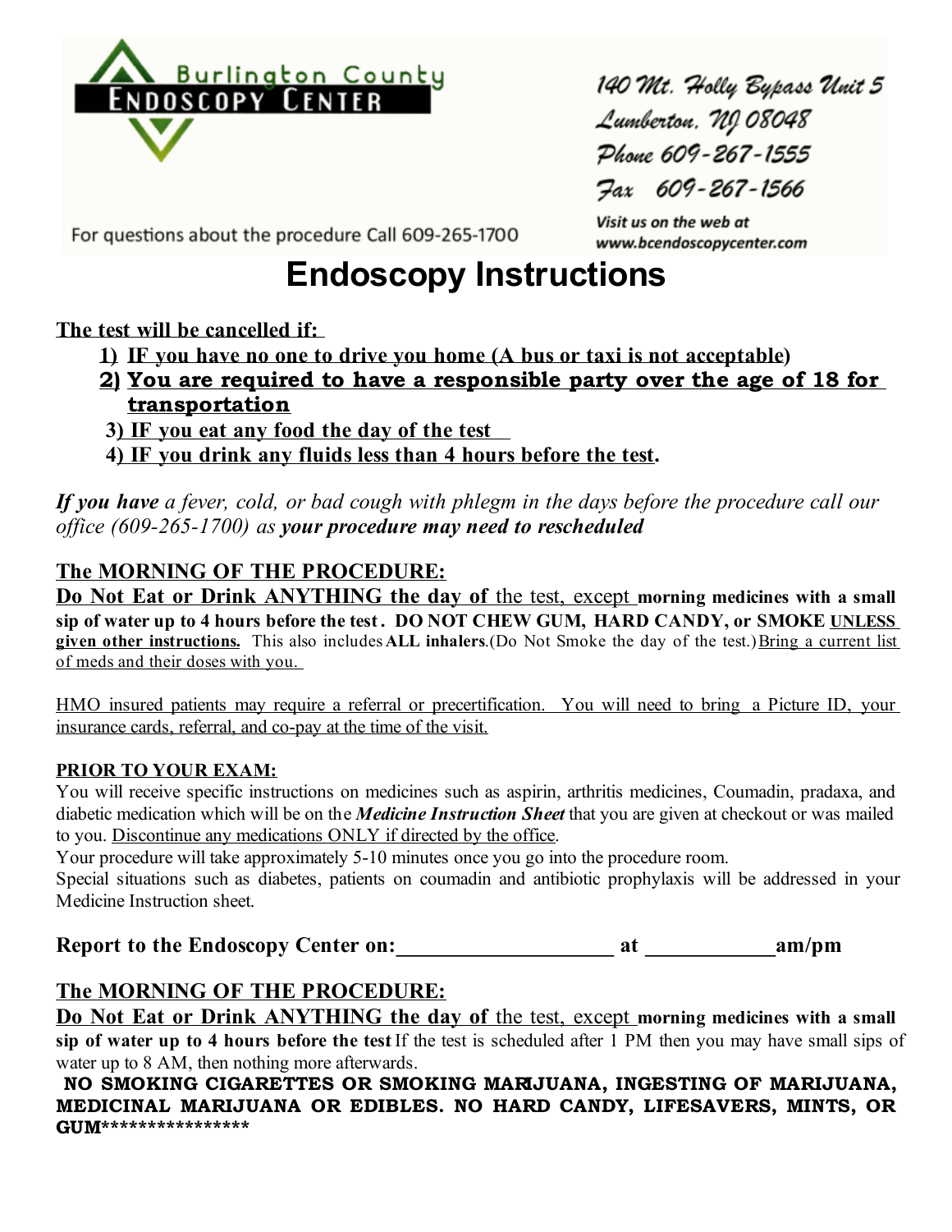**Burlington County ENDOSCOPY CENTER**

140 Mt. Holly Bypass Unit 5
Lumberton, NJ 08048
Phone 609-267-1555
Fax 609-267-1566

For questions about the procedure Call 609-265-1700

Visit us on the web at
www.bcendoscopycenter.com

# Endoscopy Instructions

**The test will be cancelled if:**

1. **IF you have no one to drive you home (A bus or taxi is not acceptable)**
2. **You are required to have a responsible party over the age of 18 for transportation**
3. **IF you eat any food the day of the test**
4. **IF you drink any fluids less than 4 hours before the test.**

***If you have** a fever, cold, or bad cough with phlegm in the days before the procedure call our office (609-265-1700) as **your procedure may need to rescheduled***

## The MORNING OF THE PROCEDURE:

**Do Not Eat or Drink ANYTHING the day of** the test, except **morning medicines with a small sip of water up to 4 hours before the test. DO NOT CHEW GUM, HARD CANDY, or SMOKE UNLESS given other instructions.** This also includes **ALL inhalers**.(Do Not Smoke the day of the test.) Bring a current list of meds and their doses with you.

HMO insured patients may require a referral or precertification. You will need to bring a Picture ID, your insurance cards, referral, and co-pay at the time of the visit.

**PRIOR TO YOUR EXAM:**

You will receive specific instructions on medicines such as aspirin, arthritis medicines, Coumadin, pradaxa, and diabetic medication which will be on the ***Medicine Instruction Sheet*** that you are given at checkout or was mailed to you. Discontinue any medications ONLY if directed by the office.

Your procedure will take approximately 5-10 minutes once you go into the procedure room.

Special situations such as diabetes, patients on coumadin and antibiotic prophylaxis will be addressed in your Medicine Instruction sheet.

**Report to the Endoscopy Center on:____________________ at ____________am/pm**

## The MORNING OF THE PROCEDURE:

**Do Not Eat or Drink ANYTHING the day of** the test, except **morning medicines with a small sip of water up to 4 hours before the test** If the test is scheduled after 1 PM then you may have small sips of water up to 8 AM, then nothing more afterwards.

**NO SMOKING CIGARETTES OR SMOKING MARIJUANA, INGESTING OF MARIJUANA, MEDICINAL MARIJUANA OR EDIBLES. NO HARD CANDY, LIFESAVERS, MINTS, OR GUM****************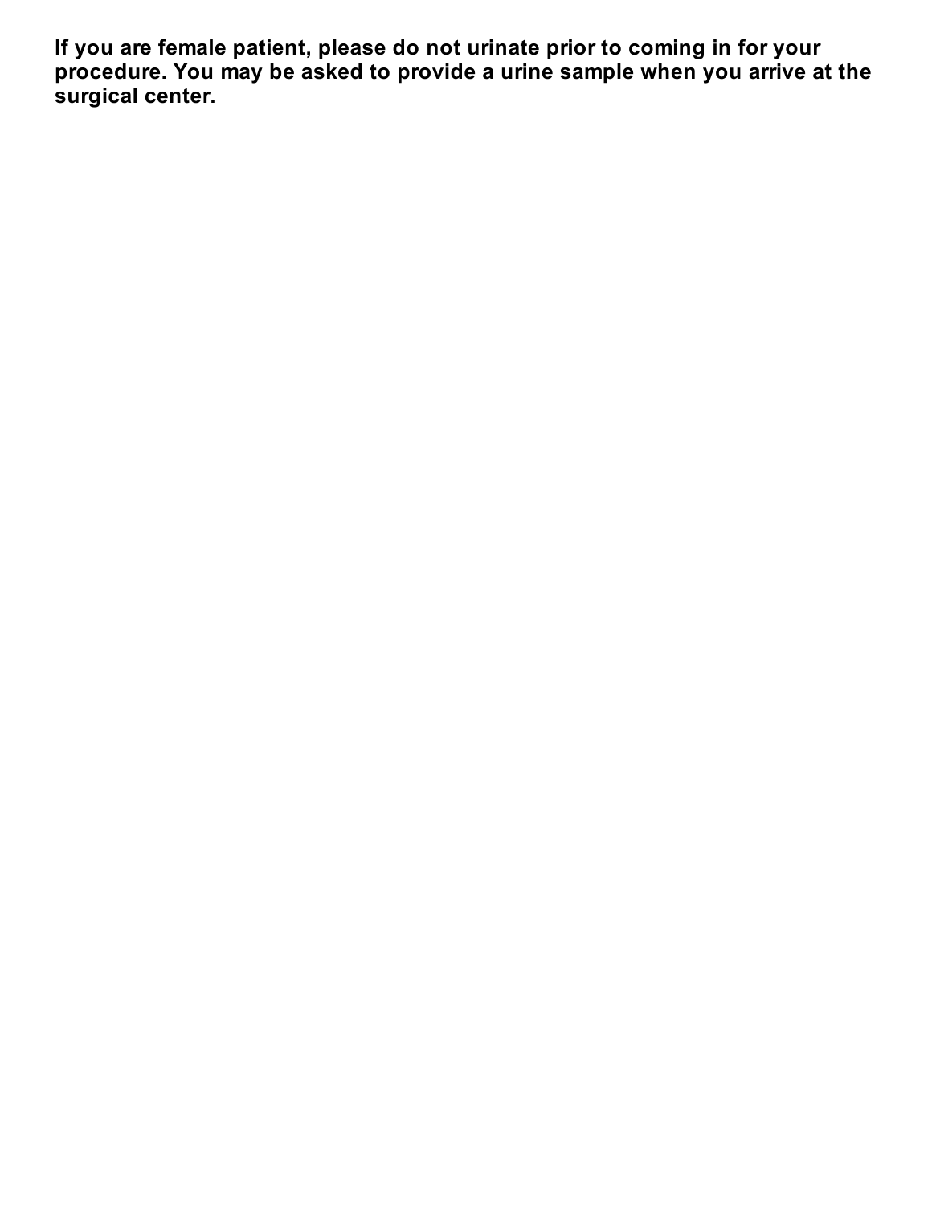**If you are female patient, please do not urinate prior to coming in for your procedure. You may be asked to provide a urine sample when you arrive at the surgical center.**